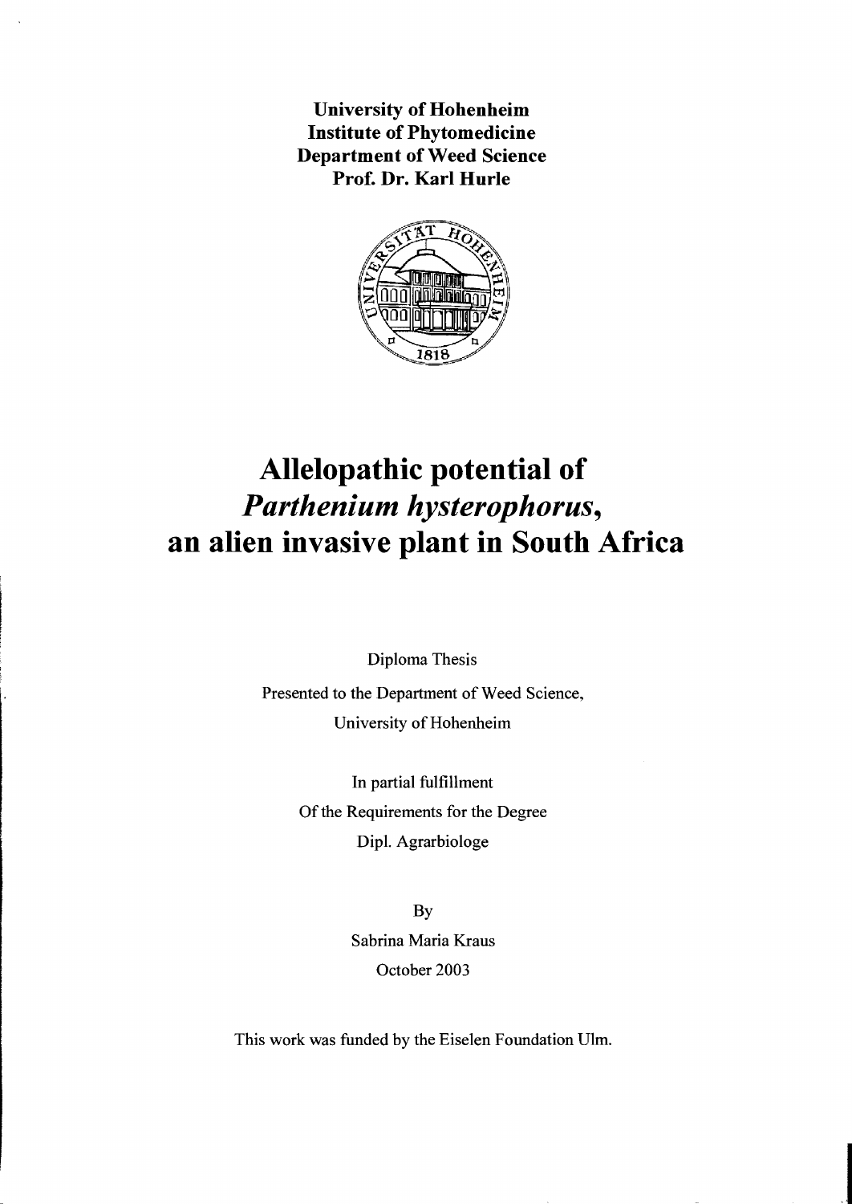**University of Hohenheim**
**Institute of Phytomedicine**
**Department of Weed Science**
**Prof. Dr. Karl Hurle**

# Allelopathic potential of *Parthenium hysterophorus*, an alien invasive plant in South Africa

Diploma Thesis

Presented to the Department of Weed Science,
University of Hohenheim

In partial fulfillment
Of the Requirements for the Degree
Dipl. Agrarbiologe

By
Sabrina Maria Kraus
October 2003

This work was funded by the Eiselen Foundation Ulm.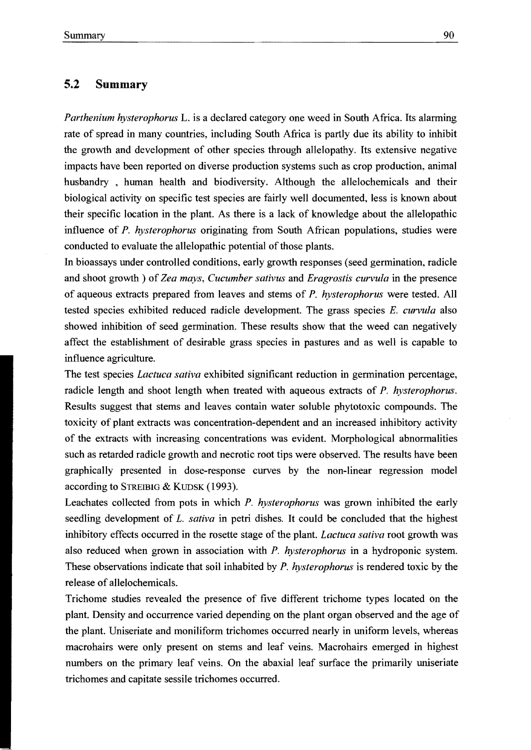## 5.2 Summary

*Parthenium hysterophorus* L. is a declared category one weed in South Africa. Its alarming rate of spread in many countries, including South Africa is partly due its ability to inhibit the growth and development of other species through allelopathy. Its extensive negative impacts have been reported on diverse production systems such as crop production, animal husbandry , human health and biodiversity. Although the allelochemicals and their biological activity on specific test species are fairly well documented, less is known about their specific location in the plant. As there is a lack of knowledge about the allelopathic influence of *P. hysterophorus* originating from South African populations, studies were conducted to evaluate the allelopathic potential of those plants.

In bioassays under controlled conditions, early growth responses (seed germination, radicle and shoot growth ) of *Zea mays*, *Cucumber sativus* and *Eragrostis curvula* in the presence of aqueous extracts prepared from leaves and stems of *P. hysterophorus* were tested. All tested species exhibited reduced radicle development. The grass species *E. curvula* also showed inhibition of seed germination. These results show that the weed can negatively affect the establishment of desirable grass species in pastures and as well is capable to influence agriculture.

The test species *Lactuca sativa* exhibited significant reduction in germination percentage, radicle length and shoot length when treated with aqueous extracts of *P. hysterophorus*. Results suggest that stems and leaves contain water soluble phytotoxic compounds. The toxicity of plant extracts was concentration-dependent and an increased inhibitory activity of the extracts with increasing concentrations was evident. Morphological abnormalities such as retarded radicle growth and necrotic root tips were observed. The results have been graphically presented in dose-response curves by the non-linear regression model according to STREIBIG & KUDSK (1993).

Leachates collected from pots in which *P. hysterophorus* was grown inhibited the early seedling development of *L. sativa* in petri dishes. It could be concluded that the highest inhibitory effects occurred in the rosette stage of the plant. *Lactuca sativa* root growth was also reduced when grown in association with *P. hysterophorus* in a hydroponic system. These observations indicate that soil inhabited by *P. hysterophorus* is rendered toxic by the release of allelochemicals.

Trichome studies revealed the presence of five different trichome types located on the plant. Density and occurrence varied depending on the plant organ observed and the age of the plant. Uniseriate and moniliform trichomes occurred nearly in uniform levels, whereas macrohairs were only present on stems and leaf veins. Macrohairs emerged in highest numbers on the primary leaf veins. On the abaxial leaf surface the primarily uniseriate trichomes and capitate sessile trichomes occurred.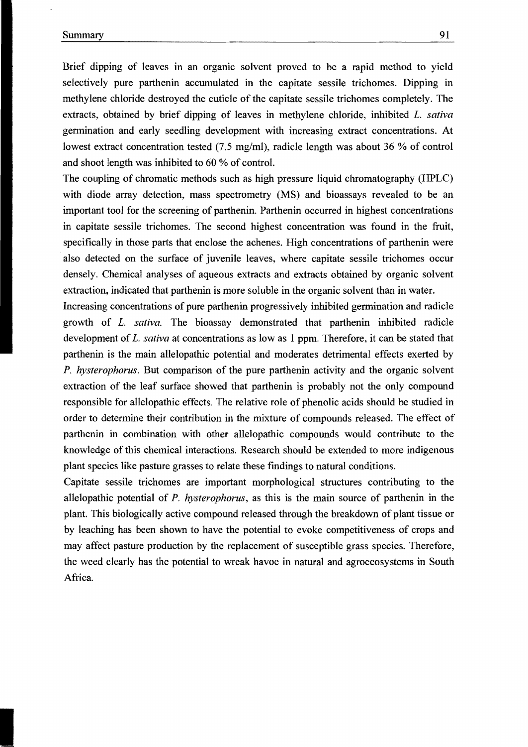Brief dipping of leaves in an organic solvent proved to be a rapid method to yield selectively pure parthenin accumulated in the capitate sessile trichomes. Dipping in methylene chloride destroyed the cuticle of the capitate sessile trichomes completely. The extracts, obtained by brief dipping of leaves in methylene chloride, inhibited *L. sativa* germination and early seedling development with increasing extract concentrations. At lowest extract concentration tested (7.5 mg/ml), radicle length was about 36 % of control and shoot length was inhibited to 60 % of control.

The coupling of chromatic methods such as high pressure liquid chromatography (HPLC) with diode array detection, mass spectrometry (MS) and bioassays revealed to be an important tool for the screening of parthenin. Parthenin occurred in highest concentrations in capitate sessile trichomes. The second highest concentration was found in the fruit, specifically in those parts that enclose the achenes. High concentrations of parthenin were also detected on the surface of juvenile leaves, where capitate sessile trichomes occur densely. Chemical analyses of aqueous extracts and extracts obtained by organic solvent extraction, indicated that parthenin is more soluble in the organic solvent than in water.

Increasing concentrations of pure parthenin progressively inhibited germination and radicle growth of *L. sativa.* The bioassay demonstrated that parthenin inhibited radicle development of *L. sativa* at concentrations as low as 1 ppm. Therefore, it can be stated that parthenin is the main allelopathic potential and moderates detrimental effects exerted by *P. hysterophorus*. But comparison of the pure parthenin activity and the organic solvent extraction of the leaf surface showed that parthenin is probably not the only compound responsible for allelopathic effects. The relative role of phenolic acids should be studied in order to determine their contribution in the mixture of compounds released. The effect of parthenin in combination with other allelopathic compounds would contribute to the knowledge of this chemical interactions. Research should be extended to more indigenous plant species like pasture grasses to relate these findings to natural conditions.

Capitate sessile trichomes are important morphological structures contributing to the allelopathic potential of *P. hysterophorus*, as this is the main source of parthenin in the plant. This biologically active compound released through the breakdown of plant tissue or by leaching has been shown to have the potential to evoke competitiveness of crops and may affect pasture production by the replacement of susceptible grass species. Therefore, the weed clearly has the potential to wreak havoc in natural and agroecosystems in South Africa.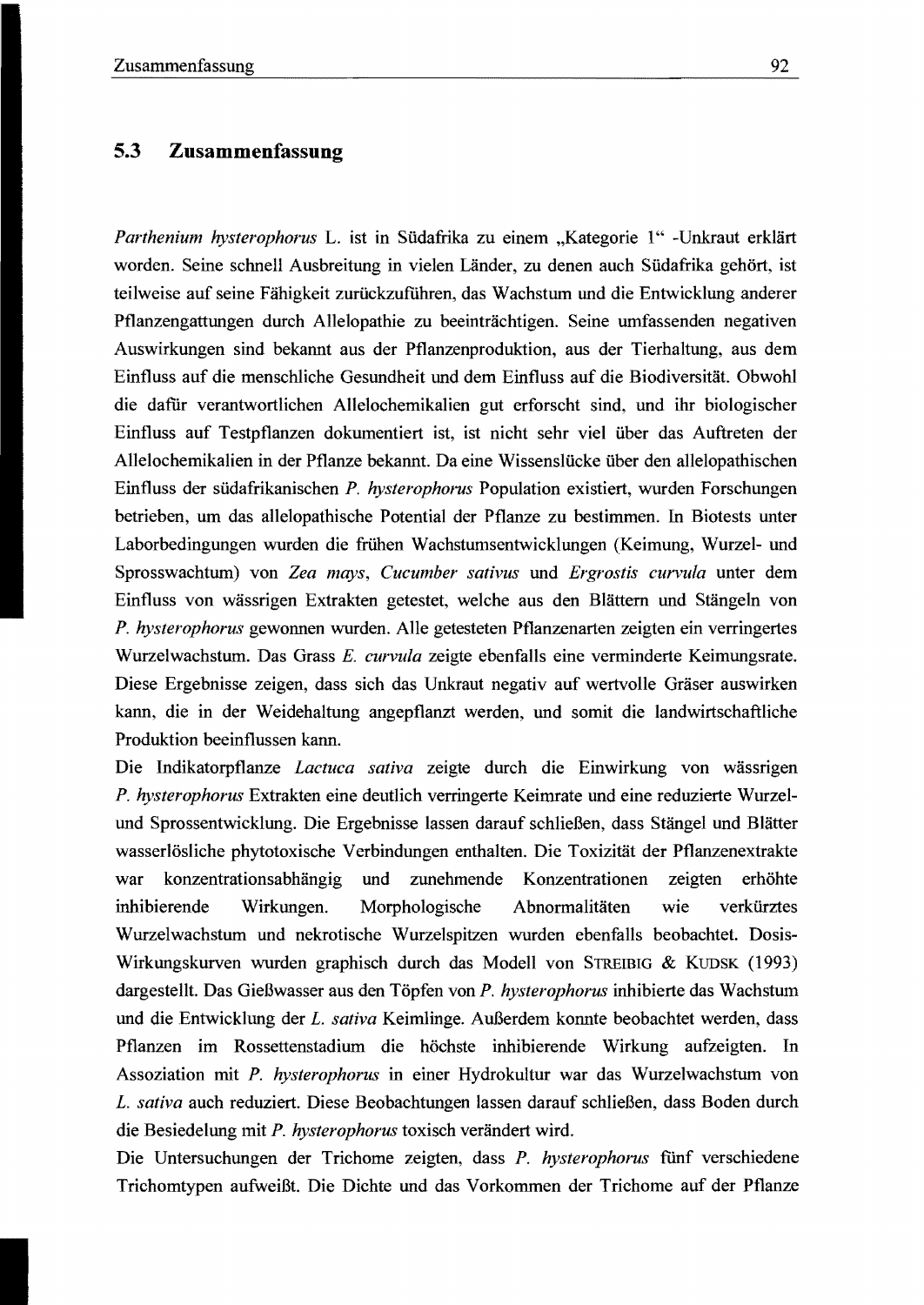## 5.3 Zusammenfassung

*Parthenium hysterophorus* L. ist in Südafrika zu einem „Kategorie 1" -Unkraut erklärt worden. Seine schnell Ausbreitung in vielen Länder, zu denen auch Südafrika gehört, ist teilweise auf seine Fähigkeit zurückzuführen, das Wachstum und die Entwicklung anderer Pflanzengattungen durch Allelopathie zu beeinträchtigen. Seine umfassenden negativen Auswirkungen sind bekannt aus der Pflanzenproduktion, aus der Tierhaltung, aus dem Einfluss auf die menschliche Gesundheit und dem Einfluss auf die Biodiversität. Obwohl die dafür verantwortlichen Allelochemikalien gut erforscht sind, und ihr biologischer Einfluss auf Testpflanzen dokumentiert ist, ist nicht sehr viel über das Auftreten der Allelochemikalien in der Pflanze bekannt. Da eine Wissenslücke über den allelopathischen Einfluss der südafrikanischen *P. hysterophorus* Population existiert, wurden Forschungen betrieben, um das allelopathische Potential der Pflanze zu bestimmen. In Biotests unter Laborbedingungen wurden die frühen Wachstumsentwicklungen (Keimung, Wurzel- und Sprosswachtum) von *Zea mays*, *Cucumber sativus* und *Ergrostis curvula* unter dem Einfluss von wässrigen Extrakten getestet, welche aus den Blättern und Stängeln von *P. hysterophorus* gewonnen wurden. Alle getesteten Pflanzenarten zeigten ein verringertes Wurzelwachstum. Das Grass *E. curvula* zeigte ebenfalls eine verminderte Keimungsrate. Diese Ergebnisse zeigen, dass sich das Unkraut negativ auf wertvolle Gräser auswirken kann, die in der Weidehaltung angepflanzt werden, und somit die landwirtschaftliche Produktion beeinflussen kann.

Die Indikatorpflanze *Lactuca sativa* zeigte durch die Einwirkung von wässrigen *P. hysterophorus* Extrakten eine deutlich verringerte Keimrate und eine reduzierte Wurzel- und Sprossentwicklung. Die Ergebnisse lassen darauf schließen, dass Stängel und Blätter wasserlösliche phytotoxische Verbindungen enthalten. Die Toxizität der Pflanzenextrakte war konzentrationsabhängig und zunehmende Konzentrationen zeigten erhöhte inhibierende Wirkungen. Morphologische Abnormalitäten wie verkürztes Wurzelwachstum und nekrotische Wurzelspitzen wurden ebenfalls beobachtet. Dosis-Wirkungskurven wurden graphisch durch das Modell von STREIBIG & KUDSK (1993) dargestellt. Das Gießwasser aus den Töpfen von *P. hysterophorus* inhibierte das Wachstum und die Entwicklung der *L. sativa* Keimlinge. Außerdem konnte beobachtet werden, dass Pflanzen im Rossettenstadium die höchste inhibierende Wirkung aufzeigten. In Assoziation mit *P. hysterophorus* in einer Hydrokultur war das Wurzelwachstum von *L. sativa* auch reduziert. Diese Beobachtungen lassen darauf schließen, dass Boden durch die Besiedelung mit *P. hysterophorus* toxisch verändert wird.

Die Untersuchungen der Trichome zeigten, dass *P. hysterophorus* fünf verschiedene Trichomtypen aufweißt. Die Dichte und das Vorkommen der Trichome auf der Pflanze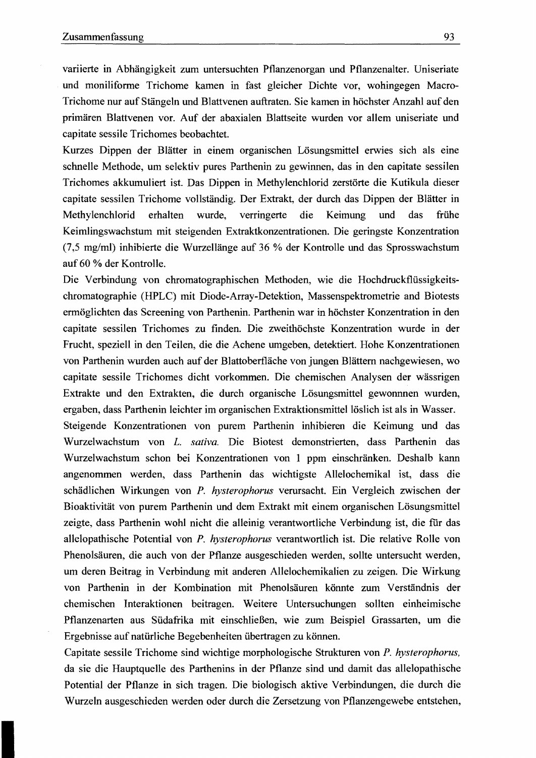variierte in Abhängigkeit zum untersuchten Pflanzenorgan und Pflanzenalter. Uniseriate und moniliforme Trichome kamen in fast gleicher Dichte vor, wohingegen Macro-Trichome nur auf Stängeln und Blattvenen auftraten. Sie kamen in höchster Anzahl auf den primären Blattvenen vor. Auf der abaxialen Blattseite wurden vor allem uniseriate und capitate sessile Trichomes beobachtet.

Kurzes Dippen der Blätter in einem organischen Lösungsmittel erwies sich als eine schnelle Methode, um selektiv pures Parthenin zu gewinnen, das in den capitate sessilen Trichomes akkumuliert ist. Das Dippen in Methylenchlorid zerstörte die Kutikula dieser capitate sessilen Trichome vollständig. Der Extrakt, der durch das Dippen der Blätter in Methylenchlorid erhalten wurde, verringerte die Keimung und das frühe Keimlingswachstum mit steigenden Extraktkonzentrationen. Die geringste Konzentration (7,5 mg/ml) inhibierte die Wurzellänge auf 36 % der Kontrolle und das Sprosswachstum auf 60 % der Kontrolle.

Die Verbindung von chromatographischen Methoden, wie die Hochdruckflüssigkeits-chromatographie (HPLC) mit Diode-Array-Detektion, Massenspektrometrie and Biotests ermöglichten das Screening von Parthenin. Parthenin war in höchster Konzentration in den capitate sessilen Trichomes zu finden. Die zweithöchste Konzentration wurde in der Frucht, speziell in den Teilen, die die Achene umgeben, detektiert. Hohe Konzentrationen von Parthenin wurden auch auf der Blattoberfläche von jungen Blättern nachgewiesen, wo capitate sessile Trichomes dicht vorkommen. Die chemischen Analysen der wässrigen Extrakte und den Extrakten, die durch organische Lösungsmittel gewonnnen wurden, ergaben, dass Parthenin leichter im organischen Extraktionsmittel löslich ist als in Wasser.

Steigende Konzentrationen von purem Parthenin inhibieren die Keimung und das Wurzelwachstum von *L. sativa.* Die Biotest demonstrierten, dass Parthenin das Wurzelwachstum schon bei Konzentrationen von 1 ppm einschränken. Deshalb kann angenommen werden, dass Parthenin das wichtigste Allelochemikal ist, dass die schädlichen Wirkungen von *P. hysterophorus* verursacht. Ein Vergleich zwischen der Bioaktivität von purem Parthenin und dem Extrakt mit einem organischen Lösungsmittel zeigte, dass Parthenin wohl nicht die alleinig verantwortliche Verbindung ist, die für das allelopathische Potential von *P. hysterophorus* verantwortlich ist. Die relative Rolle von Phenolsäuren, die auch von der Pflanze ausgeschieden werden, sollte untersucht werden, um deren Beitrag in Verbindung mit anderen Allelochemikalien zu zeigen. Die Wirkung von Parthenin in der Kombination mit Phenolsäuren könnte zum Verständnis der chemischen Interaktionen beitragen. Weitere Untersuchungen sollten einheimische Pflanzenarten aus Südafrika mit einschließen, wie zum Beispiel Grassarten, um die Ergebnisse auf natürliche Begebenheiten übertragen zu können.

Capitate sessile Trichome sind wichtige morphologische Strukturen von *P. hysterophorus,* da sie die Hauptquelle des Parthenins in der Pflanze sind und damit das allelopathische Potential der Pflanze in sich tragen. Die biologisch aktive Verbindungen, die durch die Wurzeln ausgeschieden werden oder durch die Zersetzung von Pflanzengewebe entstehen,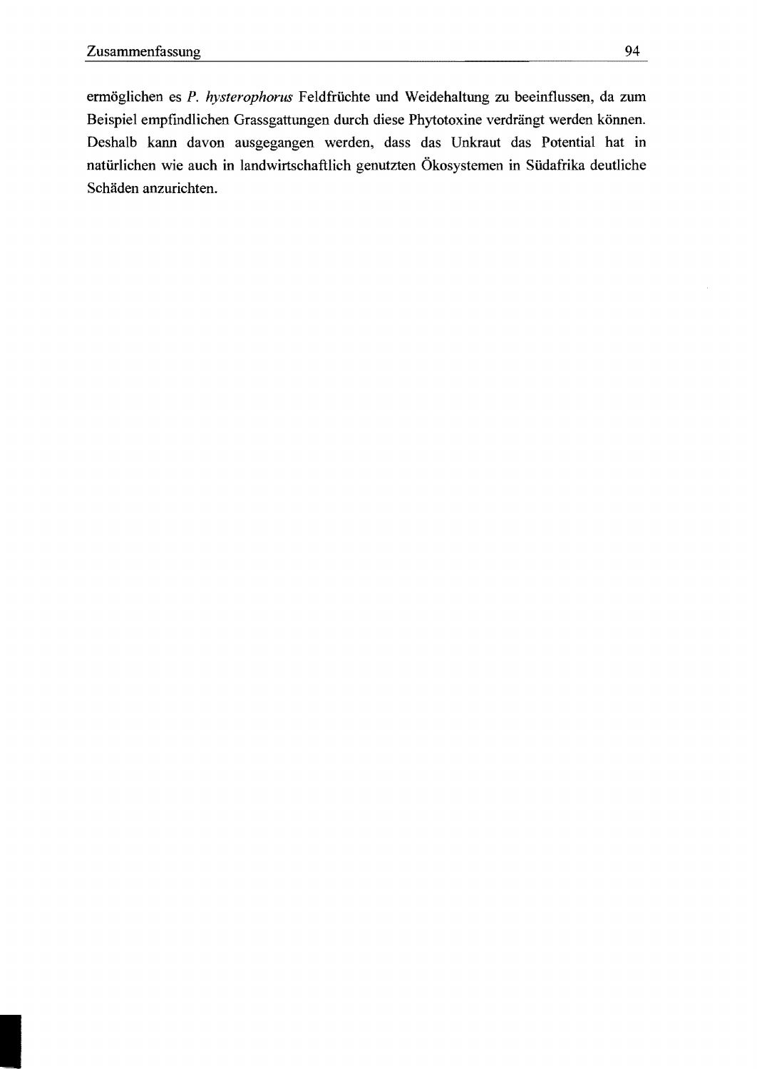ermöglichen es *P. hysterophorus* Feldfrüchte und Weidehaltung zu beeinflussen, da zum Beispiel empfindlichen Grassgattungen durch diese Phytotoxine verdrängt werden können. Deshalb kann davon ausgegangen werden, dass das Unkraut das Potential hat in natürlichen wie auch in landwirtschaftlich genutzten Ökosystemen in Südafrika deutliche Schäden anzurichten.